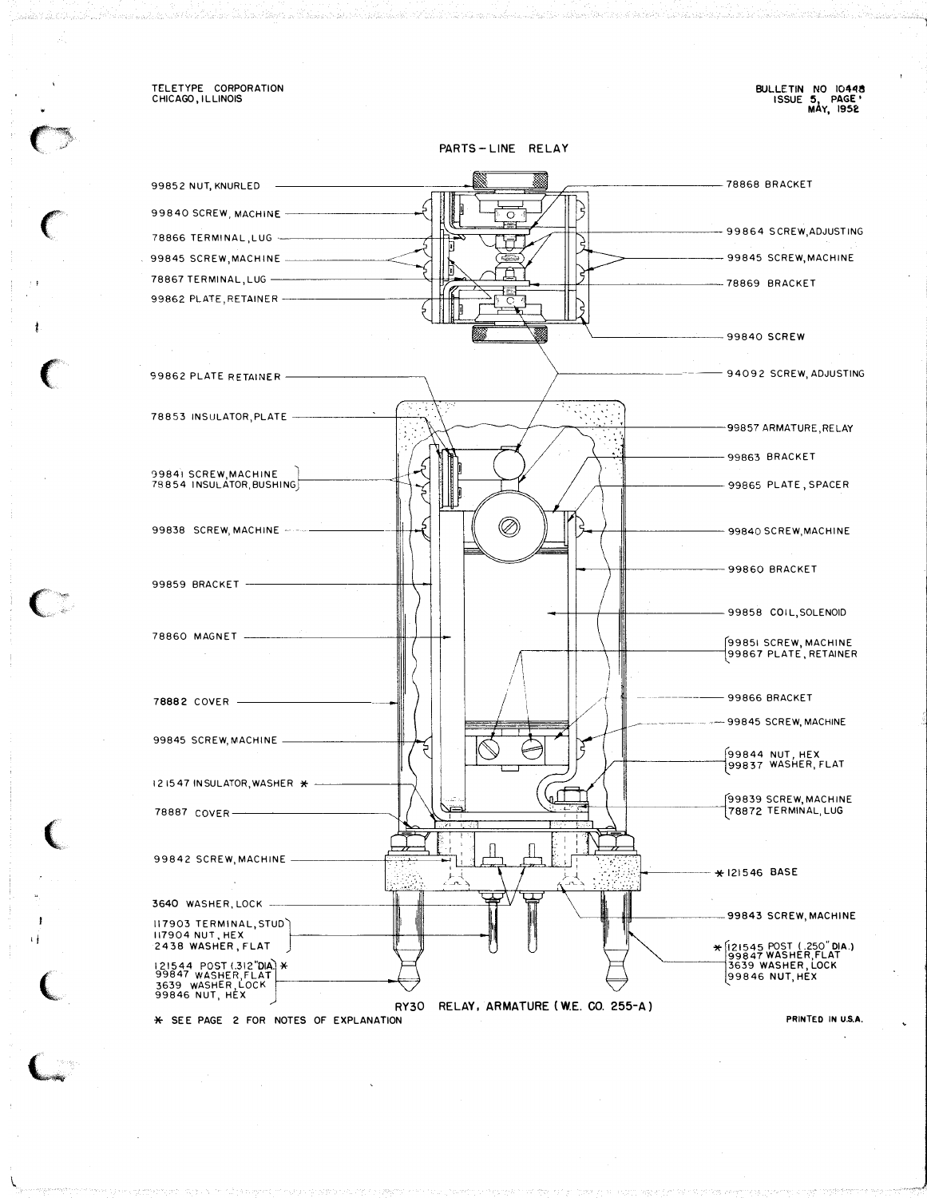TELETYPE CORPORATION
CHICAGO, ILLINOIS

BULLETIN NO 10448
ISSUE 5, PAGE 1
MAY, 1952

## PARTS - LINE RELAY

- 99852 NUT, KNURLED
- 99840 SCREW, MACHINE
- 78866 TERMINAL, LUG
- 99845 SCREW, MACHINE
- 78867 TERMINAL, LUG
- 99862 PLATE, RETAINER
- 78868 BRACKET
- 99864 SCREW, ADJUSTING
- 99845 SCREW, MACHINE
- 78869 BRACKET
- 99840 SCREW
- 99862 PLATE RETAINER
- 94092 SCREW, ADJUSTING
- 78853 INSULATOR, PLATE
- 99857 ARMATURE, RELAY
- 99841 SCREW, MACHINE
- 78854 INSULATOR, BUSHING
- 99863 BRACKET
- 99865 PLATE, SPACER
- 99838 SCREW, MACHINE
- 99840 SCREW, MACHINE
- 99859 BRACKET
- 99860 BRACKET
- 99858 COIL, SOLENOID
- 78860 MAGNET
- 99851 SCREW, MACHINE
- 99867 PLATE, RETAINER
- 78882 COVER
- 99866 BRACKET
- 99845 SCREW, MACHINE
- 99845 SCREW, MACHINE
- 99844 NUT, HEX
- 99837 WASHER, FLAT
- 121547 INSULATOR, WASHER *
- 99839 SCREW, MACHINE
- 78872 TERMINAL, LUG
- 78887 COVER
- 99842 SCREW, MACHINE
- * 121546 BASE
- 3640 WASHER, LOCK
- 99843 SCREW, MACHINE
- 117903 TERMINAL, STUD
- 117904 NUT, HEX
- 2438 WASHER, FLAT
- * 121545 POST (.250" DIA.)
- 99847 WASHER, FLAT
- 3639 WASHER, LOCK
- 99846 NUT, HEX
- 121544 POST (.312" DIA.) *
- 99847 WASHER, FLAT
- 3639 WASHER, LOCK
- 99846 NUT, HEX

RY30 RELAY, ARMATURE (W.E. CO. 255-A)

* SEE PAGE 2 FOR NOTES OF EXPLANATION

PRINTED IN U.S.A.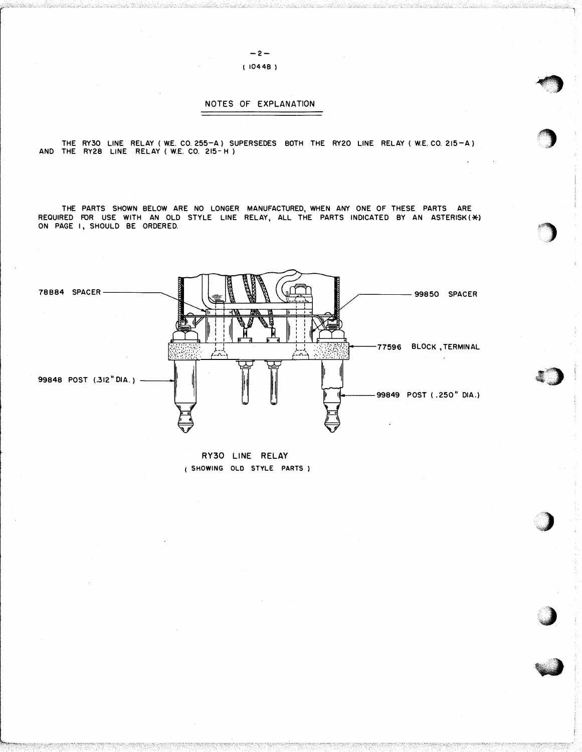( 10448 )

## NOTES OF EXPLANATION

THE RY30 LINE RELAY ( W.E. CO. 255-A ) SUPERSEDES BOTH THE RY20 LINE RELAY ( W.E. CO. 215-A ) AND THE RY28 LINE RELAY ( W.E. CO. 215-H )

THE PARTS SHOWN BELOW ARE NO LONGER MANUFACTURED, WHEN ANY ONE OF THESE PARTS ARE REQUIRED FOR USE WITH AN OLD STYLE LINE RELAY, ALL THE PARTS INDICATED BY AN ASTERISK(*) ON PAGE 1, SHOULD BE ORDERED.

78884 SPACER

99850 SPACER

77596 BLOCK, TERMINAL

99848 POST (.312" DIA.)

99849 POST ( .250" DIA.)

RY30 LINE RELAY
( SHOWING OLD STYLE PARTS )